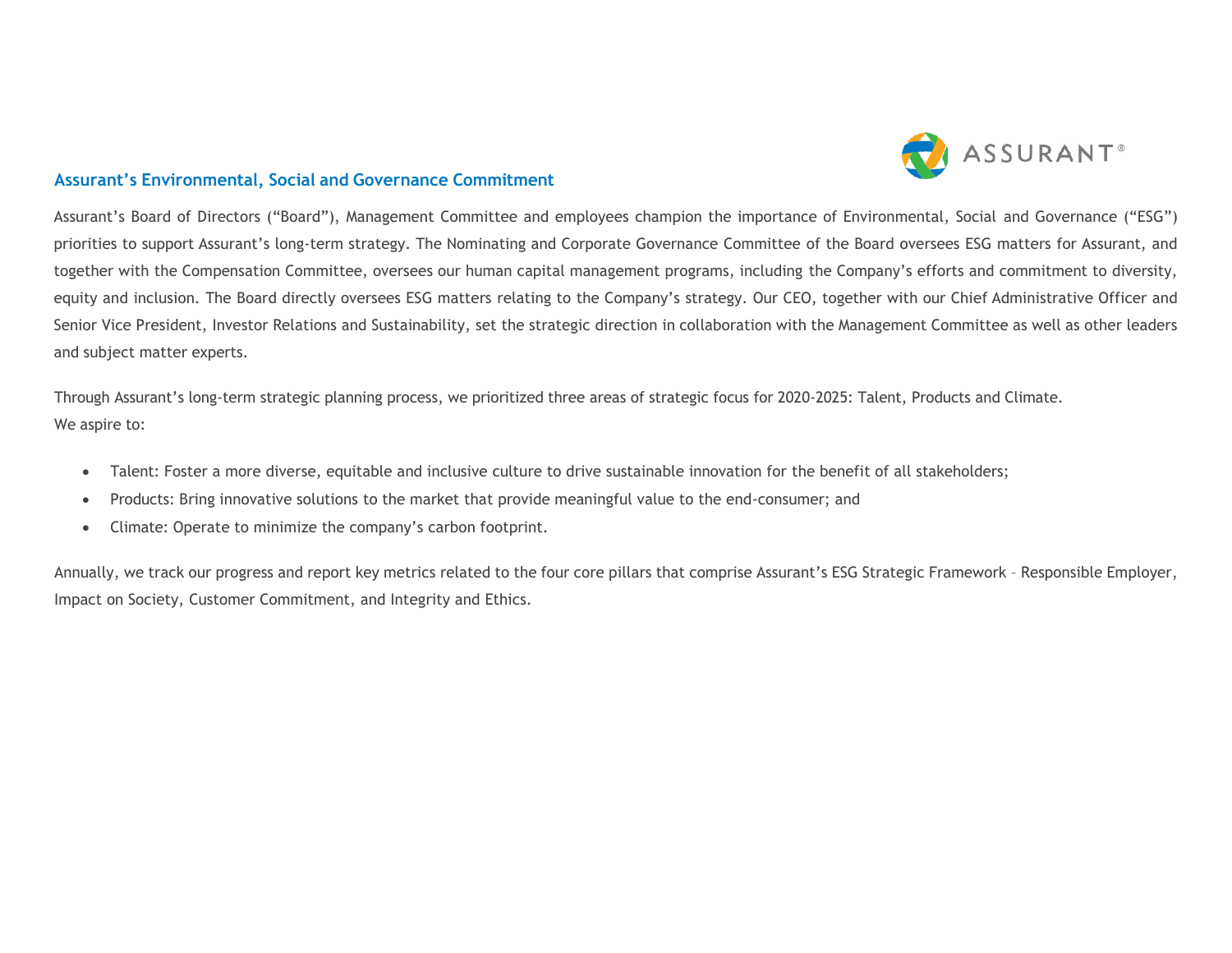## Assurant's Environmental, Social and Governance Commitment

Assurant's Board of Directors ("Board"), Management Committee and employees champion the importance of Environmental, Social and Governance ("ESG") priorities to support Assurant's long-term strategy. The Nominating and Corporate Governance Committee of the Board oversees ESG matters for Assurant, and together with the Compensation Committee, oversees our human capital management programs, including the Company's efforts and commitment to diversity, equity and inclusion. The Board directly oversees ESG matters relating to the Company's strategy. Our CEO, together with our Chief Administrative Officer and Senior Vice President, Investor Relations and Sustainability, set the strategic direction in collaboration with the Management Committee as well as other leaders and subject matter experts.

Through Assurant's long-term strategic planning process, we prioritized three areas of strategic focus for 2020-2025: Talent, Products and Climate.
We aspire to:

- Talent: Foster a more diverse, equitable and inclusive culture to drive sustainable innovation for the benefit of all stakeholders;
- Products: Bring innovative solutions to the market that provide meaningful value to the end-consumer; and
- Climate: Operate to minimize the company's carbon footprint.

Annually, we track our progress and report key metrics related to the four core pillars that comprise Assurant's ESG Strategic Framework – Responsible Employer, Impact on Society, Customer Commitment, and Integrity and Ethics.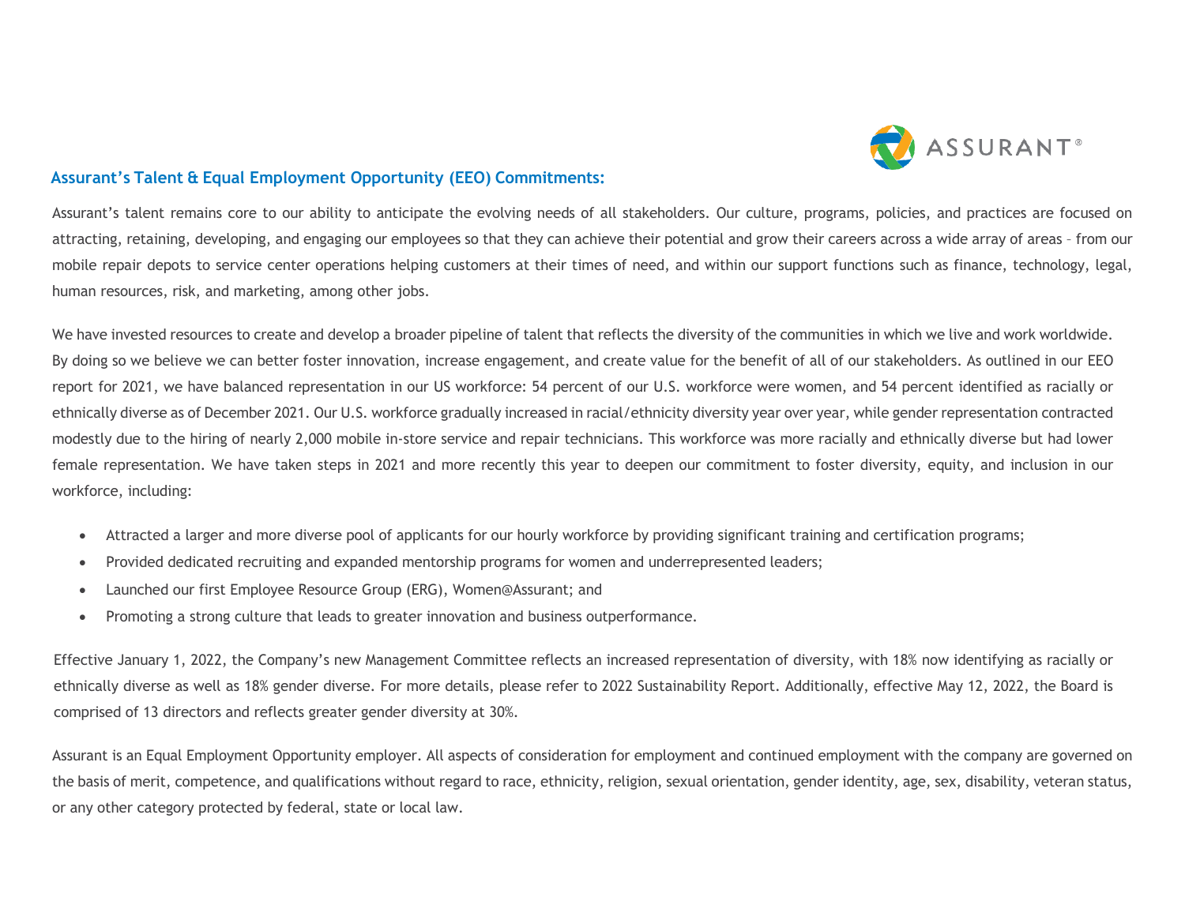## Assurant's Talent & Equal Employment Opportunity (EEO) Commitments:

Assurant's talent remains core to our ability to anticipate the evolving needs of all stakeholders. Our culture, programs, policies, and practices are focused on attracting, retaining, developing, and engaging our employees so that they can achieve their potential and grow their careers across a wide array of areas – from our mobile repair depots to service center operations helping customers at their times of need, and within our support functions such as finance, technology, legal, human resources, risk, and marketing, among other jobs.

We have invested resources to create and develop a broader pipeline of talent that reflects the diversity of the communities in which we live and work worldwide. By doing so we believe we can better foster innovation, increase engagement, and create value for the benefit of all of our stakeholders. As outlined in our EEO report for 2021, we have balanced representation in our US workforce: 54 percent of our U.S. workforce were women, and 54 percent identified as racially or ethnically diverse as of December 2021. Our U.S. workforce gradually increased in racial/ethnicity diversity year over year, while gender representation contracted modestly due to the hiring of nearly 2,000 mobile in-store service and repair technicians. This workforce was more racially and ethnically diverse but had lower female representation. We have taken steps in 2021 and more recently this year to deepen our commitment to foster diversity, equity, and inclusion in our workforce, including:

- Attracted a larger and more diverse pool of applicants for our hourly workforce by providing significant training and certification programs;
- Provided dedicated recruiting and expanded mentorship programs for women and underrepresented leaders;
- Launched our first Employee Resource Group (ERG), Women@Assurant; and
- Promoting a strong culture that leads to greater innovation and business outperformance.

Effective January 1, 2022, the Company's new Management Committee reflects an increased representation of diversity, with 18% now identifying as racially or ethnically diverse as well as 18% gender diverse. For more details, please refer to 2022 Sustainability Report. Additionally, effective May 12, 2022, the Board is comprised of 13 directors and reflects greater gender diversity at 30%.

Assurant is an Equal Employment Opportunity employer. All aspects of consideration for employment and continued employment with the company are governed on the basis of merit, competence, and qualifications without regard to race, ethnicity, religion, sexual orientation, gender identity, age, sex, disability, veteran status, or any other category protected by federal, state or local law.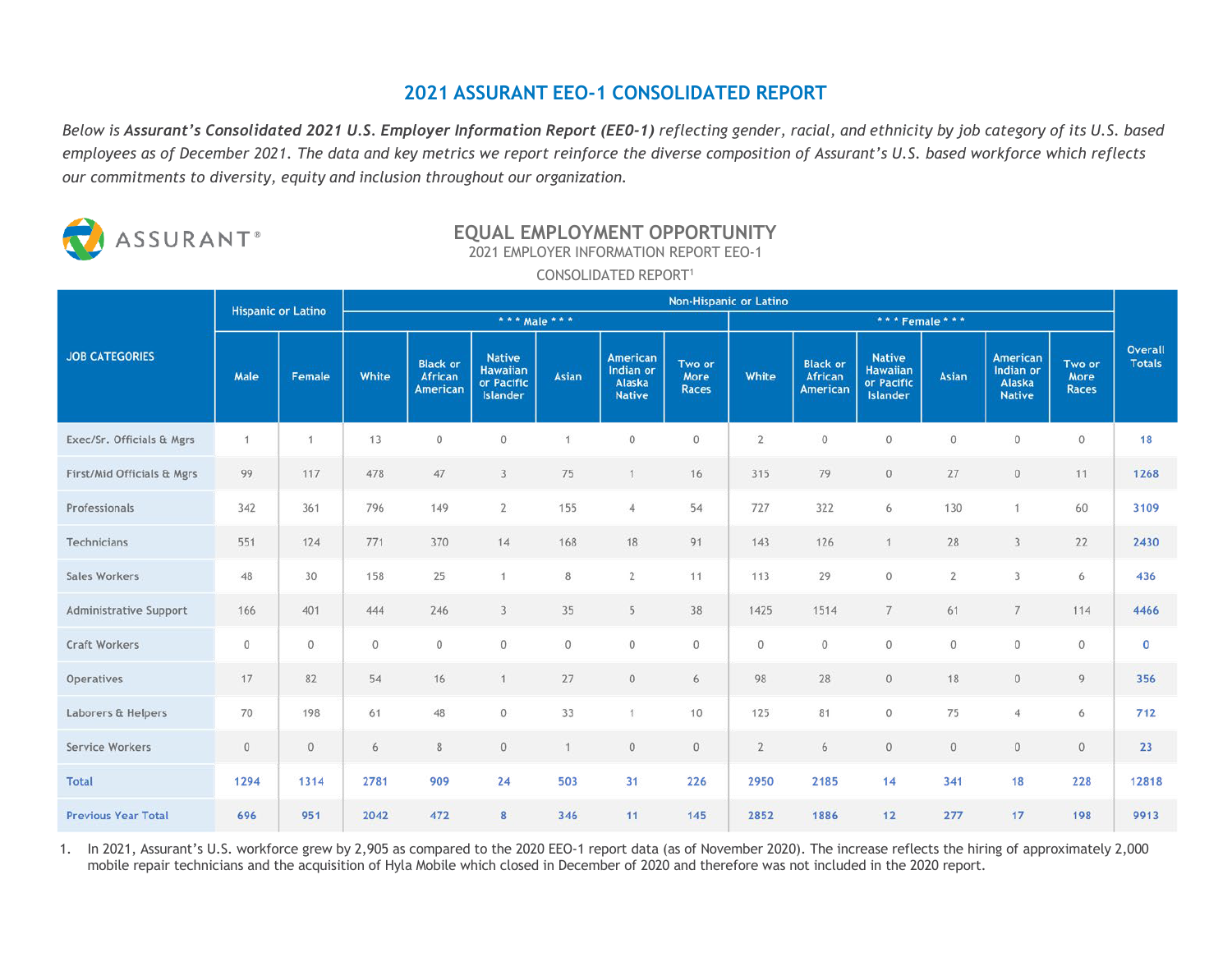# 2021 ASSURANT EEO-1 CONSOLIDATED REPORT

*Below is **Assurant's Consolidated 2021 U.S. Employer Information Report (EE0-1)** reflecting gender, racial, and ethnicity by job category of its U.S. based employees as of December 2021. The data and key metrics we report reinforce the diverse composition of Assurant's U.S. based workforce which reflects our commitments to diversity, equity and inclusion throughout our organization.*

ASSURANT®

## EQUAL EMPLOYMENT OPPORTUNITY

2021 EMPLOYER INFORMATION REPORT EEO-1

CONSOLIDATED REPORT[1]

| JOB CATEGORIES | Hispanic or Latino | | Non-Hispanic or Latino | | | | | | | | | | | | Overall Totals |
|---|---|---|---|---|---|---|---|---|---|---|---|---|---|---|---|
| | | | * * * Male * * * | | | | | | * * * Female * * * | | | | | | |
| | Male | Female | White | Black or African American | Native Hawaiian or Pacific Islander | Asian | American Indian or Alaska Native | Two or More Races | White | Black or African American | Native Hawaiian or Pacific Islander | Asian | American Indian or Alaska Native | Two or More Races | |
| Exec/Sr. Officials & Mgrs | 1 | 1 | 13 | 0 | 0 | 1 | 0 | 0 | 2 | 0 | 0 | 0 | 0 | 0 | 18 |
| First/Mid Officials & Mgrs | 99 | 117 | 478 | 47 | 3 | 75 | 1 | 16 | 315 | 79 | 0 | 27 | 0 | 11 | 1268 |
| Professionals | 342 | 361 | 796 | 149 | 2 | 155 | 4 | 54 | 727 | 322 | 6 | 130 | 1 | 60 | 3109 |
| Technicians | 551 | 124 | 771 | 370 | 14 | 168 | 18 | 91 | 143 | 126 | 1 | 28 | 3 | 22 | 2430 |
| Sales Workers | 48 | 30 | 158 | 25 | 1 | 8 | 2 | 11 | 113 | 29 | 0 | 2 | 3 | 6 | 436 |
| Administrative Support | 166 | 401 | 444 | 246 | 3 | 35 | 5 | 38 | 1425 | 1514 | 7 | 61 | 7 | 114 | 4466 |
| Craft Workers | 0 | 0 | 0 | 0 | 0 | 0 | 0 | 0 | 0 | 0 | 0 | 0 | 0 | 0 | 0 |
| Operatives | 17 | 82 | 54 | 16 | 1 | 27 | 0 | 6 | 98 | 28 | 0 | 18 | 0 | 9 | 356 |
| Laborers & Helpers | 70 | 198 | 61 | 48 | 0 | 33 | 1 | 10 | 125 | 81 | 0 | 75 | 4 | 6 | 712 |
| Service Workers | 0 | 0 | 6 | 8 | 0 | 1 | 0 | 0 | 2 | 6 | 0 | 0 | 0 | 0 | 23 |
| **Total** | **1294** | **1314** | **2781** | **909** | **24** | **503** | **31** | **226** | **2950** | **2185** | **14** | **341** | **18** | **228** | **12818** |
| **Previous Year Total** | **696** | **951** | **2042** | **472** | **8** | **346** | **11** | **145** | **2852** | **1886** | **12** | **277** | **17** | **198** | **9913** |

1. In 2021, Assurant's U.S. workforce grew by 2,905 as compared to the 2020 EEO-1 report data (as of November 2020). The increase reflects the hiring of approximately 2,000 mobile repair technicians and the acquisition of Hyla Mobile which closed in December of 2020 and therefore was not included in the 2020 report.